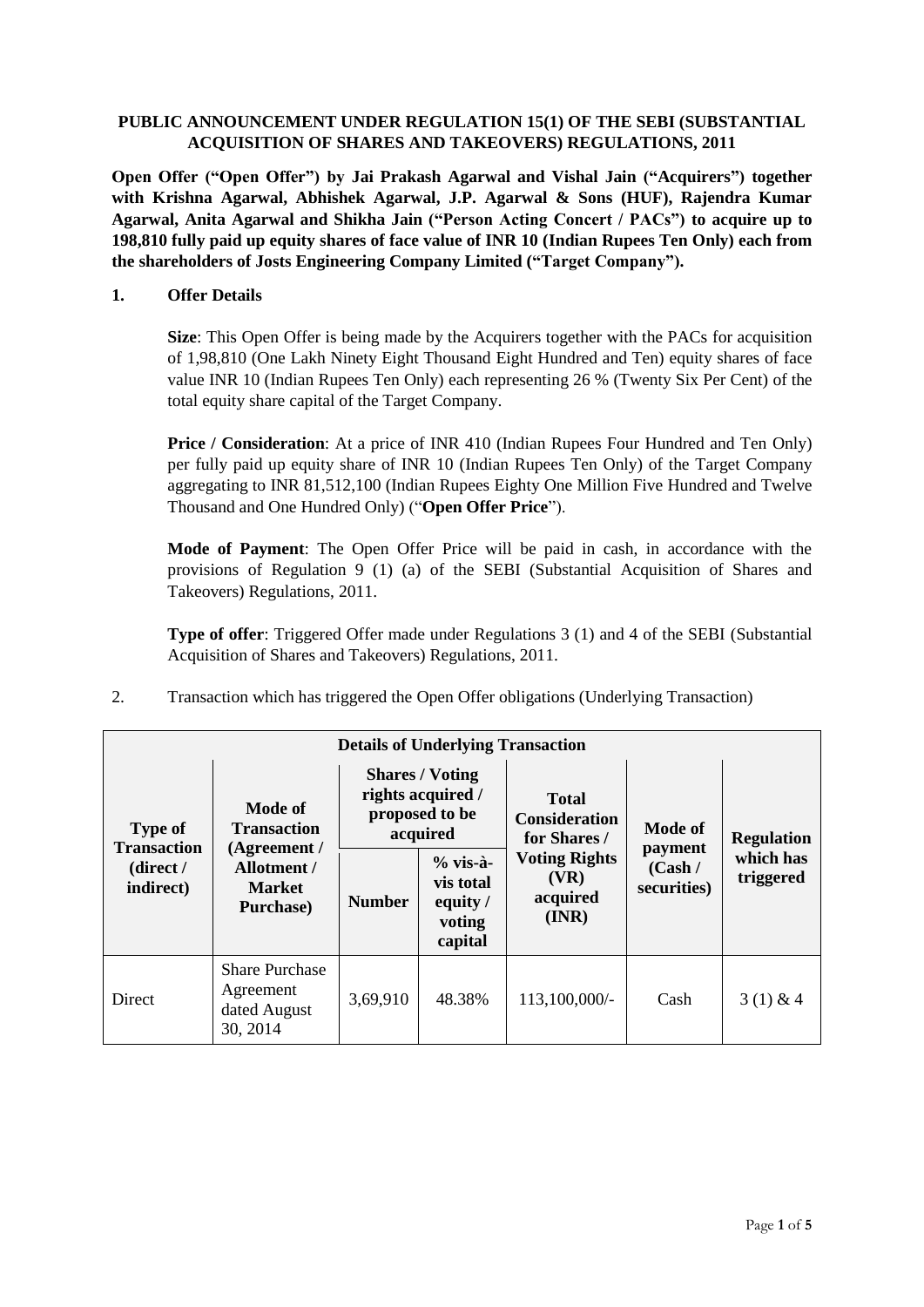**PUBLIC ANNOUNCEMENT UNDER REGULATION 15(1) OF THE SEBI (SUBSTANTIAL ACQUISITION OF SHARES AND TAKEOVERS) REGULATIONS, 2011**

**Open Offer ("Open Offer") by Jai Prakash Agarwal and Vishal Jain ("Acquirers") together with Krishna Agarwal, Abhishek Agarwal, J.P. Agarwal & Sons (HUF), Rajendra Kumar Agarwal, Anita Agarwal and Shikha Jain ("Person Acting Concert / PACs") to acquire up to 198,810 fully paid up equity shares of face value of INR 10 (Indian Rupees Ten Only) each from the shareholders of Josts Engineering Company Limited ("Target Company").**

## 1. Offer Details

**Size**: This Open Offer is being made by the Acquirers together with the PACs for acquisition of 1,98,810 (One Lakh Ninety Eight Thousand Eight Hundred and Ten) equity shares of face value INR 10 (Indian Rupees Ten Only) each representing 26 % (Twenty Six Per Cent) of the total equity share capital of the Target Company.

**Price / Consideration**: At a price of INR 410 (Indian Rupees Four Hundred and Ten Only) per fully paid up equity share of INR 10 (Indian Rupees Ten Only) of the Target Company aggregating to INR 81,512,100 (Indian Rupees Eighty One Million Five Hundred and Twelve Thousand and One Hundred Only) ("**Open Offer Price**").

**Mode of Payment**: The Open Offer Price will be paid in cash, in accordance with the provisions of Regulation 9 (1) (a) of the SEBI (Substantial Acquisition of Shares and Takeovers) Regulations, 2011.

**Type of offer**: Triggered Offer made under Regulations 3 (1) and 4 of the SEBI (Substantial Acquisition of Shares and Takeovers) Regulations, 2011.

2. Transaction which has triggered the Open Offer obligations (Underlying Transaction)

| **Details of Underlying Transaction** | | | | | | |
|---|---|---|---|---|---|---|
| **Type of Transaction (direct / indirect)** | **Mode of Transaction (Agreement / Allotment / Market Purchase)** | **Shares / Voting rights acquired / proposed to be acquired** | | **Total Consideration for Shares / Voting Rights (VR) acquired (INR)** | **Mode of payment (Cash / securities)** | **Regulation which has triggered** |
| | | **Number** | **% vis-à-vis total equity / voting capital** | | | |
| Direct | Share Purchase Agreement dated August 30, 2014 | 3,69,910 | 48.38% | 113,100,000/- | Cash | 3 (1) & 4 |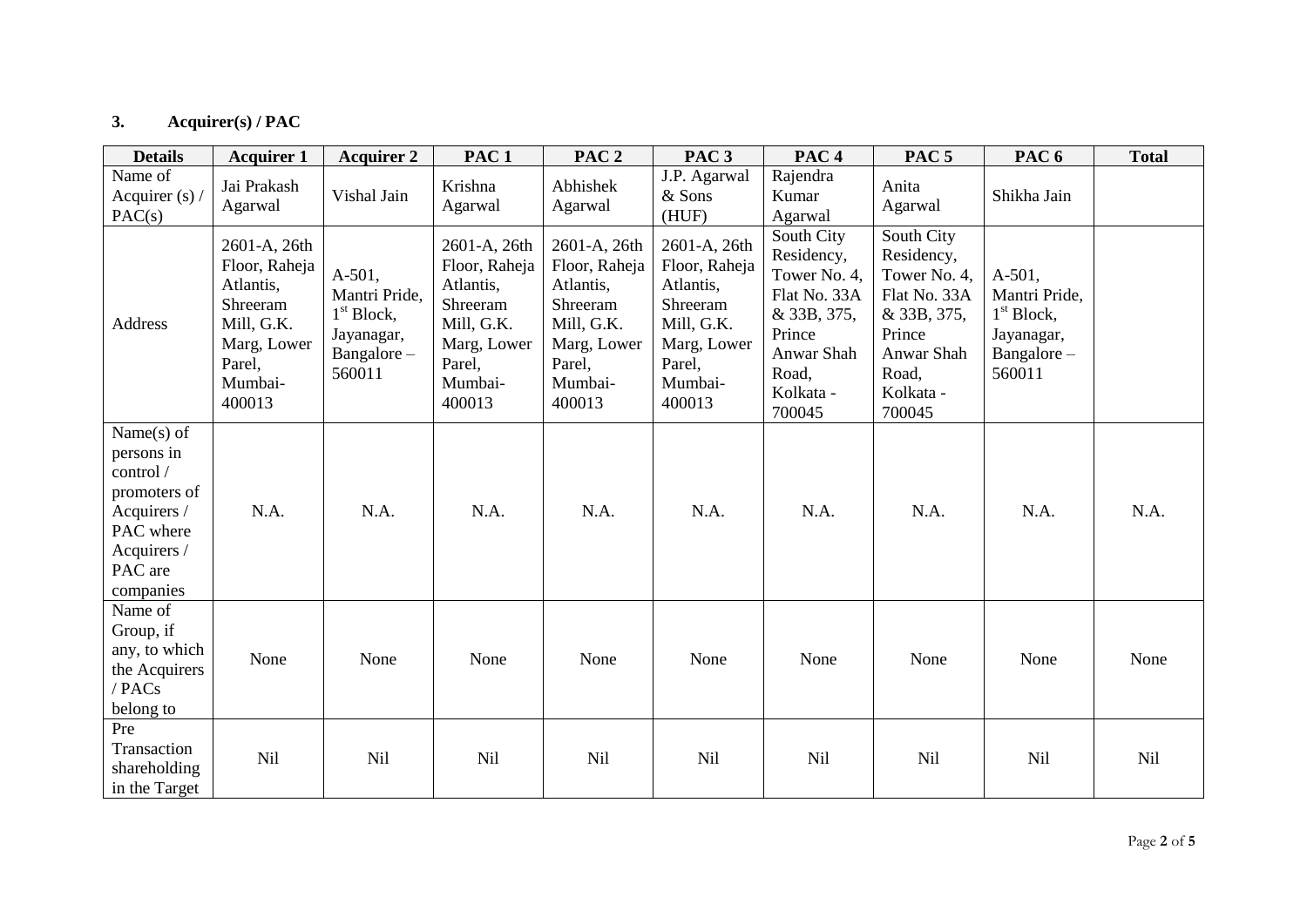## 3. Acquirer(s) / PAC

| Details | Acquirer 1 | Acquirer 2 | PAC 1 | PAC 2 | PAC 3 | PAC 4 | PAC 5 | PAC 6 | Total |
|---|---|---|---|---|---|---|---|---|---|
| Name of Acquirer (s) / PAC(s) | Jai Prakash Agarwal | Vishal Jain | Krishna Agarwal | Abhishek Agarwal | J.P. Agarwal & Sons (HUF) | Rajendra Kumar Agarwal | Anita Agarwal | Shikha Jain | |
| Address | 2601-A, 26th Floor, Raheja Atlantis, Shreeram Mill, G.K. Marg, Lower Parel, Mumbai-400013 | A-501, Mantri Pride, 1st Block, Jayanagar, Bangalore – 560011 | 2601-A, 26th Floor, Raheja Atlantis, Shreeram Mill, G.K. Marg, Lower Parel, Mumbai-400013 | 2601-A, 26th Floor, Raheja Atlantis, Shreeram Mill, G.K. Marg, Lower Parel, Mumbai-400013 | 2601-A, 26th Floor, Raheja Atlantis, Shreeram Mill, G.K. Marg, Lower Parel, Mumbai-400013 | South City Residency, Tower No. 4, Flat No. 33A & 33B, 375, Prince Anwar Shah Road, Kolkata - 700045 | South City Residency, Tower No. 4, Flat No. 33A & 33B, 375, Prince Anwar Shah Road, Kolkata - 700045 | A-501, Mantri Pride, 1st Block, Jayanagar, Bangalore – 560011 | |
| Name(s) of persons in control / promoters of Acquirers / PAC where Acquirers / PAC are companies | N.A. | N.A. | N.A. | N.A. | N.A. | N.A. | N.A. | N.A. | N.A. |
| Name of Group, if any, to which the Acquirers / PACs belong to | None | None | None | None | None | None | None | None | None |
| Pre Transaction shareholding in the Target | Nil | Nil | Nil | Nil | Nil | Nil | Nil | Nil | Nil |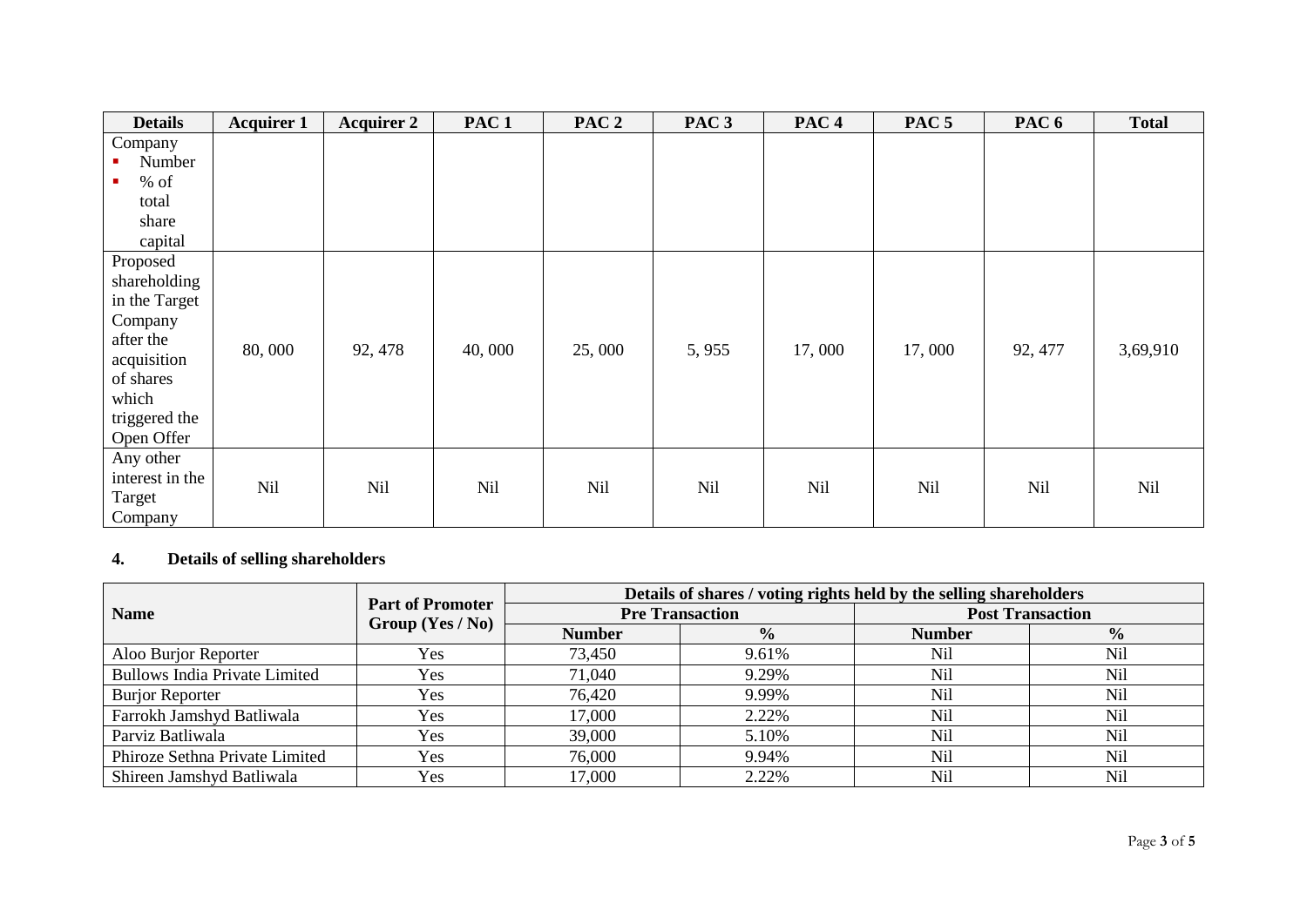| Details | Acquirer 1 | Acquirer 2 | PAC 1 | PAC 2 | PAC 3 | PAC 4 | PAC 5 | PAC 6 | Total |
|---|---|---|---|---|---|---|---|---|---|
| Company <br> ▪ Number <br> ▪ % of total share capital | | | | | | | | | |
| Proposed shareholding in the Target Company after the acquisition of shares which triggered the Open Offer | 80, 000 | 92, 478 | 40, 000 | 25, 000 | 5, 955 | 17, 000 | 17, 000 | 92, 477 | 3,69,910 |
| Any other interest in the Target Company | Nil | Nil | Nil | Nil | Nil | Nil | Nil | Nil | Nil |

## 4. Details of selling shareholders

| Name | Part of Promoter Group (Yes / No) | Details of shares / voting rights held by the selling shareholders | | | |
|---|---|---|---|---|---|
| | | Pre Transaction | | Post Transaction | |
| | | Number | % | Number | % |
| Aloo Burjor Reporter | Yes | 73,450 | 9.61% | Nil | Nil |
| Bullows India Private Limited | Yes | 71,040 | 9.29% | Nil | Nil |
| Burjor Reporter | Yes | 76,420 | 9.99% | Nil | Nil |
| Farrokh Jamshyd Batliwala | Yes | 17,000 | 2.22% | Nil | Nil |
| Parviz Batliwala | Yes | 39,000 | 5.10% | Nil | Nil |
| Phiroze Sethna Private Limited | Yes | 76,000 | 9.94% | Nil | Nil |
| Shireen Jamshyd Batliwala | Yes | 17,000 | 2.22% | Nil | Nil |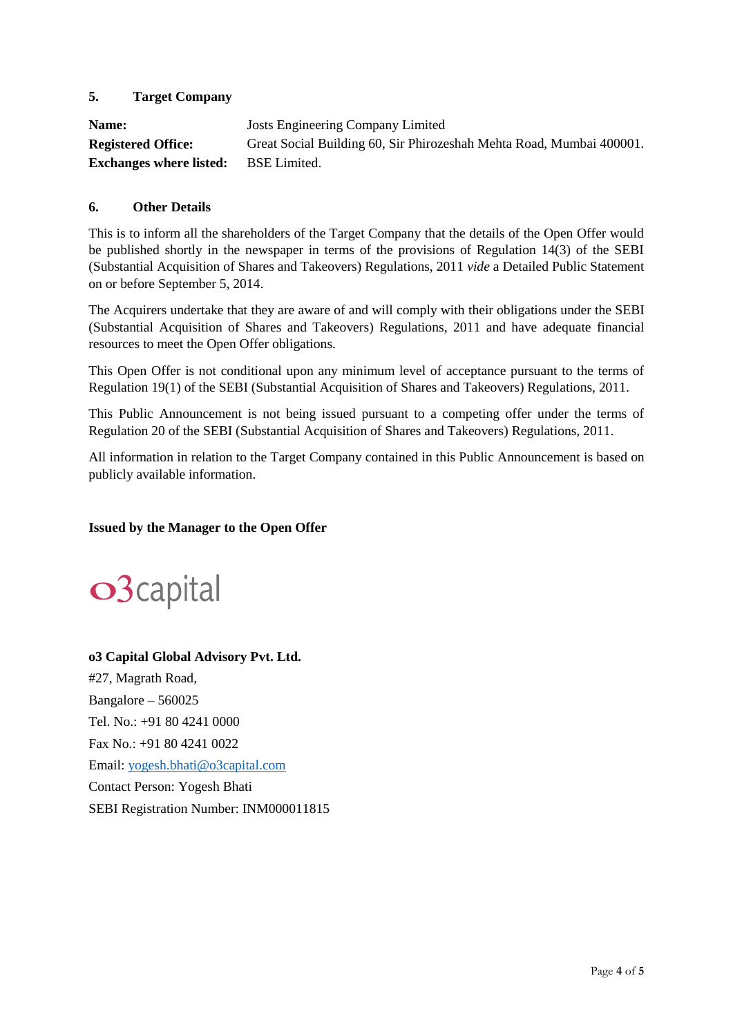### 5. Target Company

| | |
|---|---|
| **Name:** | Josts Engineering Company Limited |
| **Registered Office:** | Great Social Building 60, Sir Phirozeshah Mehta Road, Mumbai 400001. |
| **Exchanges where listed:** | BSE Limited. |

### 6. Other Details

This is to inform all the shareholders of the Target Company that the details of the Open Offer would be published shortly in the newspaper in terms of the provisions of Regulation 14(3) of the SEBI (Substantial Acquisition of Shares and Takeovers) Regulations, 2011 *vide* a Detailed Public Statement on or before September 5, 2014.

The Acquirers undertake that they are aware of and will comply with their obligations under the SEBI (Substantial Acquisition of Shares and Takeovers) Regulations, 2011 and have adequate financial resources to meet the Open Offer obligations.

This Open Offer is not conditional upon any minimum level of acceptance pursuant to the terms of Regulation 19(1) of the SEBI (Substantial Acquisition of Shares and Takeovers) Regulations, 2011.

This Public Announcement is not being issued pursuant to a competing offer under the terms of Regulation 20 of the SEBI (Substantial Acquisition of Shares and Takeovers) Regulations, 2011.

All information in relation to the Target Company contained in this Public Announcement is based on publicly available information.

**Issued by the Manager to the Open Offer**

o3capital

**o3 Capital Global Advisory Pvt. Ltd.**
#27, Magrath Road,
Bangalore – 560025
Tel. No.: +91 80 4241 0000
Fax No.: +91 80 4241 0022
Email: yogesh.bhati@o3capital.com
Contact Person: Yogesh Bhati
SEBI Registration Number: INM000011815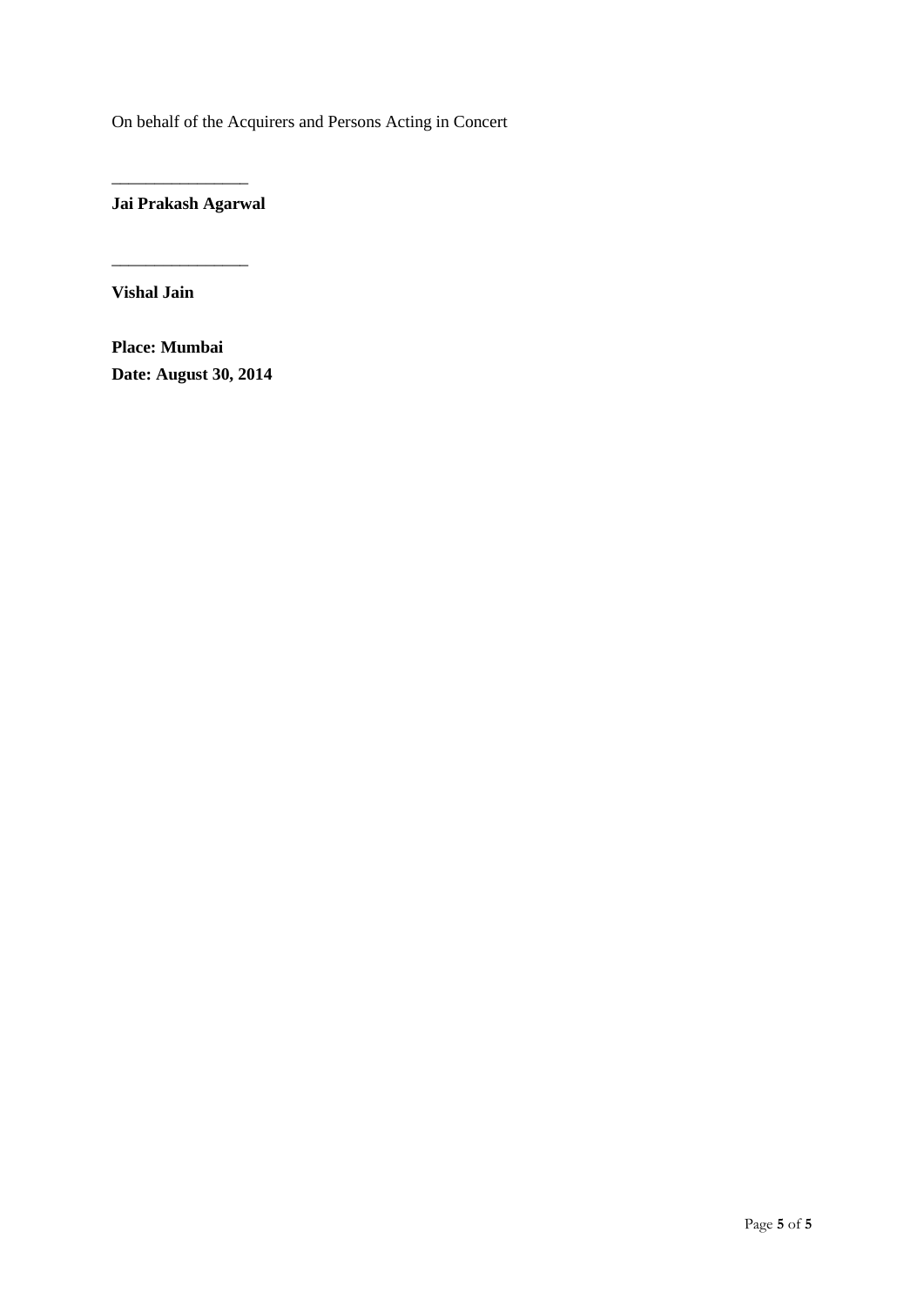On behalf of the Acquirers and Persons Acting in Concert

________________

**Jai Prakash Agarwal**

________________

**Vishal Jain**

**Place: Mumbai**
**Date: August 30, 2014**